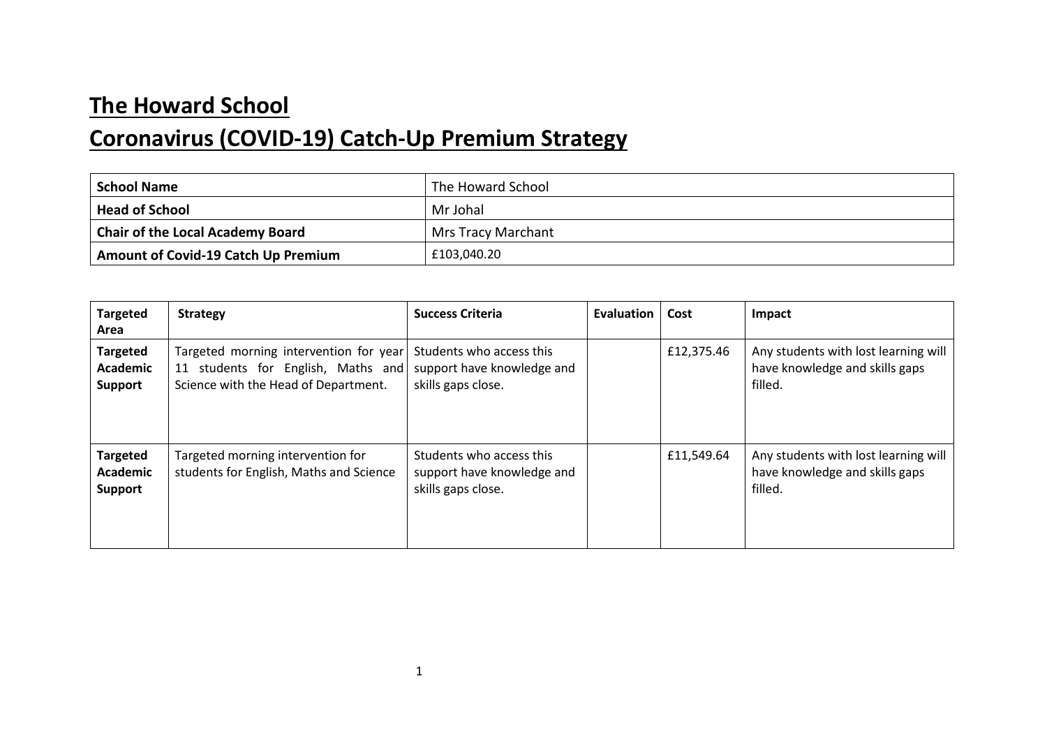# The Howard School

# Coronavirus (COVID-19) Catch-Up Premium Strategy

| School Name | The Howard School |
| --- | --- |
| **Head of School** | Mr Johal |
| **Chair of the Local Academy Board** | Mrs Tracy Marchant |
| **Amount of Covid-19 Catch Up Premium** | £103,040.20 |

| Targeted Area | Strategy | Success Criteria | Evaluation | Cost | Impact |
| --- | --- | --- | --- | --- | --- |
| **Targeted Academic Support** | Targeted morning intervention for year 11 students for English, Maths and Science with the Head of Department. | Students who access this support have knowledge and skills gaps close. | | £12,375.46 | Any students with lost learning will have knowledge and skills gaps filled. |
| **Targeted Academic Support** | Targeted morning intervention for students for English, Maths and Science | Students who access this support have knowledge and skills gaps close. | | £11,549.64 | Any students with lost learning will have knowledge and skills gaps filled. |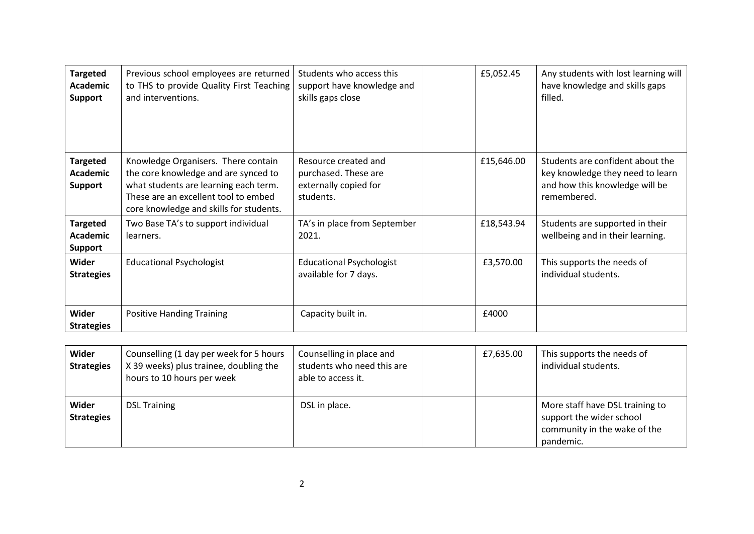| | | | | | |
|---|---|---|---|---|---|
| **Targeted Academic Support** | Previous school employees are returned to THS to provide Quality First Teaching and interventions. | Students who access this support have knowledge and skills gaps close | | £5,052.45 | Any students with lost learning will have knowledge and skills gaps filled. |
| **Targeted Academic Support** | Knowledge Organisers. There contain the core knowledge and are synced to what students are learning each term. These are an excellent tool to embed core knowledge and skills for students. | Resource created and purchased. These are externally copied for students. | | £15,646.00 | Students are confident about the key knowledge they need to learn and how this knowledge will be remembered. |
| **Targeted Academic Support** | Two Base TA's to support individual learners. | TA's in place from September 2021. | | £18,543.94 | Students are supported in their wellbeing and in their learning. |
| **Wider Strategies** | Educational Psychologist | Educational Psychologist available for 7 days. | | £3,570.00 | This supports the needs of individual students. |
| **Wider Strategies** | Positive Handing Training | Capacity built in. | | £4000 | |
| **Wider Strategies** | Counselling (1 day per week for 5 hours X 39 weeks) plus trainee, doubling the hours to 10 hours per week | Counselling in place and students who need this are able to access it. | | £7,635.00 | This supports the needs of individual students. |
| **Wider Strategies** | DSL Training | DSL in place. | | | More staff have DSL training to support the wider school community in the wake of the pandemic. |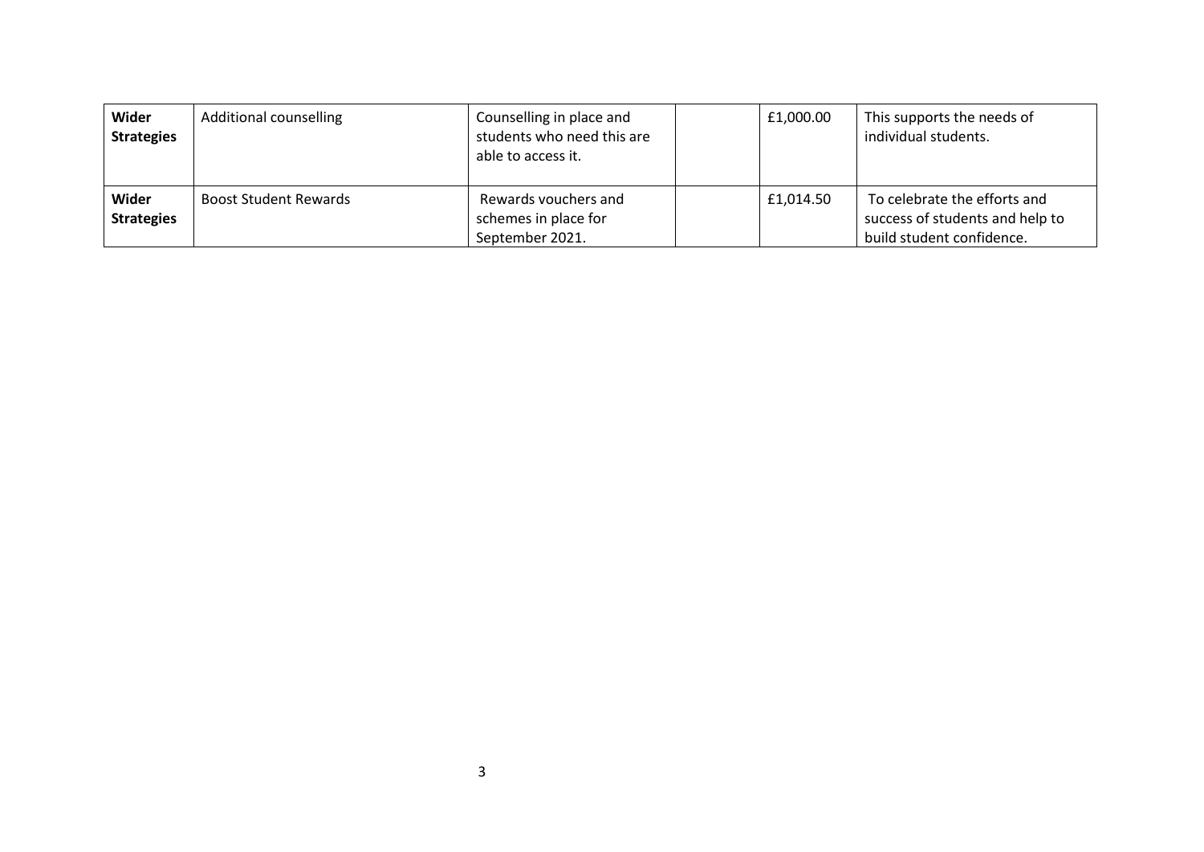| | | | | | |
|---|---|---|---|---|---|
| **Wider Strategies** | Additional counselling | Counselling in place and students who need this are able to access it. | | £1,000.00 | This supports the needs of individual students. |
| **Wider Strategies** | Boost Student Rewards | Rewards vouchers and schemes in place for September 2021. | | £1,014.50 | To celebrate the efforts and success of students and help to build student confidence. |